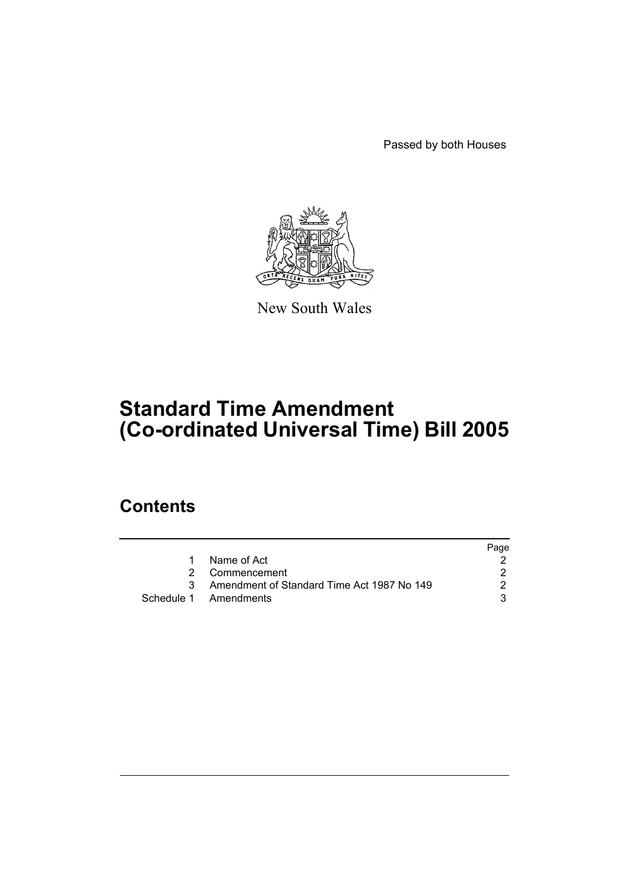Passed by both Houses

New South Wales

# Standard Time Amendment (Co-ordinated Universal Time) Bill 2005

## Contents

| | | Page |
|---|---|---|
| 1 | Name of Act | 2 |
| 2 | Commencement | 2 |
| 3 | Amendment of Standard Time Act 1987 No 149 | 2 |
| Schedule 1 | Amendments | 3 |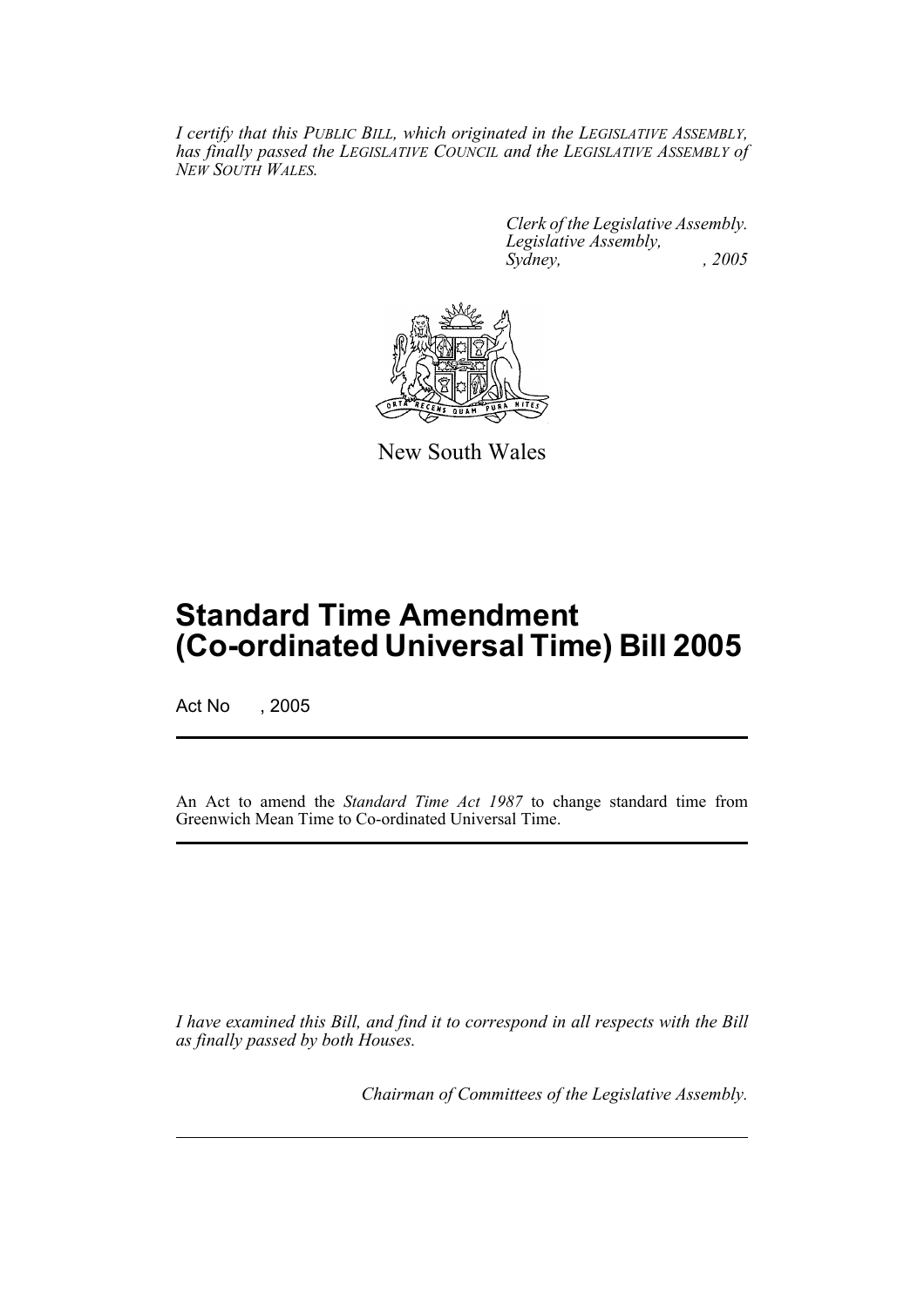*I certify that this PUBLIC BILL, which originated in the LEGISLATIVE ASSEMBLY, has finally passed the LEGISLATIVE COUNCIL and the LEGISLATIVE ASSEMBLY of NEW SOUTH WALES.*

*Clerk of the Legislative Assembly.*
*Legislative Assembly,*
*Sydney, , 2005*

New South Wales

# Standard Time Amendment (Co-ordinated Universal Time) Bill 2005

Act No , 2005

An Act to amend the *Standard Time Act 1987* to change standard time from Greenwich Mean Time to Co-ordinated Universal Time.

*I have examined this Bill, and find it to correspond in all respects with the Bill as finally passed by both Houses.*

*Chairman of Committees of the Legislative Assembly.*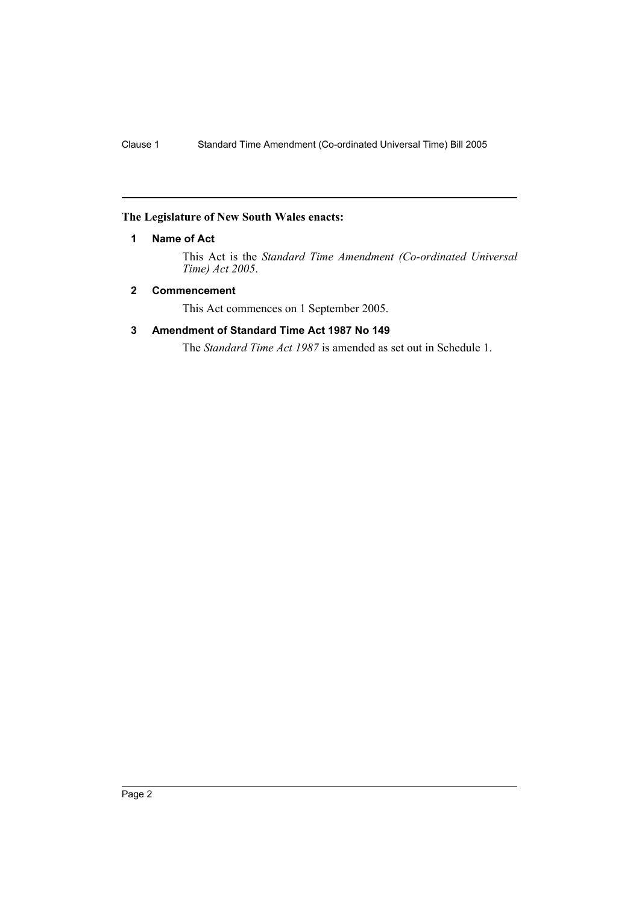**The Legislature of New South Wales enacts:**

## 1 Name of Act

This Act is the *Standard Time Amendment (Co-ordinated Universal Time) Act 2005*.

## 2 Commencement

This Act commences on 1 September 2005.

## 3 Amendment of Standard Time Act 1987 No 149

The *Standard Time Act 1987* is amended as set out in Schedule 1.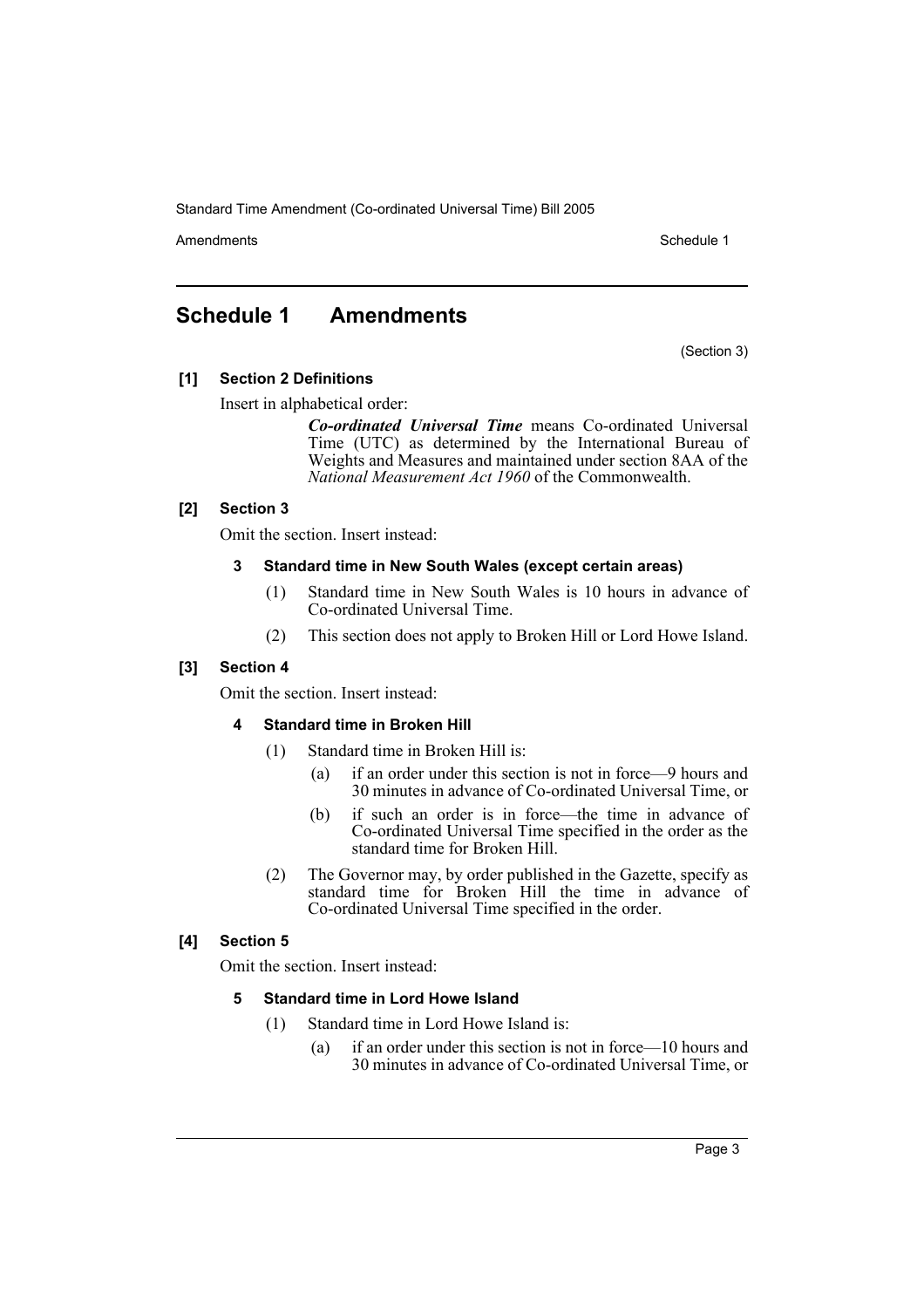## Schedule 1 Amendments

(Section 3)

**[1] Section 2 Definitions**

Insert in alphabetical order:

> ***Co-ordinated Universal Time*** means Co-ordinated Universal Time (UTC) as determined by the International Bureau of Weights and Measures and maintained under section 8AA of the *National Measurement Act 1960* of the Commonwealth.

**[2] Section 3**

Omit the section. Insert instead:

> **3 Standard time in New South Wales (except certain areas)**
>
> (1) Standard time in New South Wales is 10 hours in advance of Co-ordinated Universal Time.
>
> (2) This section does not apply to Broken Hill or Lord Howe Island.

**[3] Section 4**

Omit the section. Insert instead:

> **4 Standard time in Broken Hill**
>
> (1) Standard time in Broken Hill is:
>
> (a) if an order under this section is not in force—9 hours and 30 minutes in advance of Co-ordinated Universal Time, or
>
> (b) if such an order is in force—the time in advance of Co-ordinated Universal Time specified in the order as the standard time for Broken Hill.
>
> (2) The Governor may, by order published in the Gazette, specify as standard time for Broken Hill the time in advance of Co-ordinated Universal Time specified in the order.

**[4] Section 5**

Omit the section. Insert instead:

> **5 Standard time in Lord Howe Island**
>
> (1) Standard time in Lord Howe Island is:
>
> (a) if an order under this section is not in force—10 hours and 30 minutes in advance of Co-ordinated Universal Time, or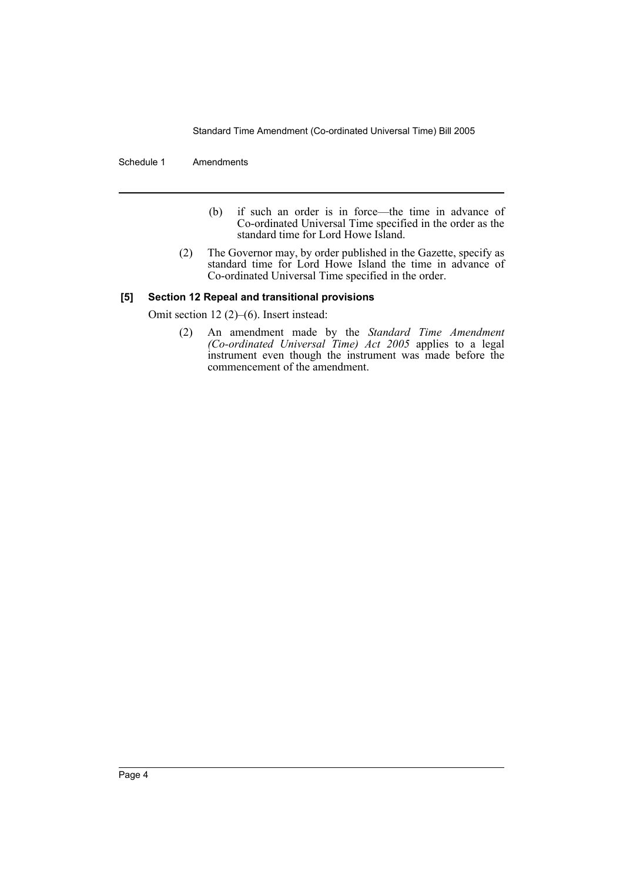(b) if such an order is in force—the time in advance of Co-ordinated Universal Time specified in the order as the standard time for Lord Howe Island.

(2) The Governor may, by order published in the Gazette, specify as standard time for Lord Howe Island the time in advance of Co-ordinated Universal Time specified in the order.

### [5] Section 12 Repeal and transitional provisions

Omit section 12 (2)–(6). Insert instead:

(2) An amendment made by the *Standard Time Amendment (Co-ordinated Universal Time) Act 2005* applies to a legal instrument even though the instrument was made before the commencement of the amendment.